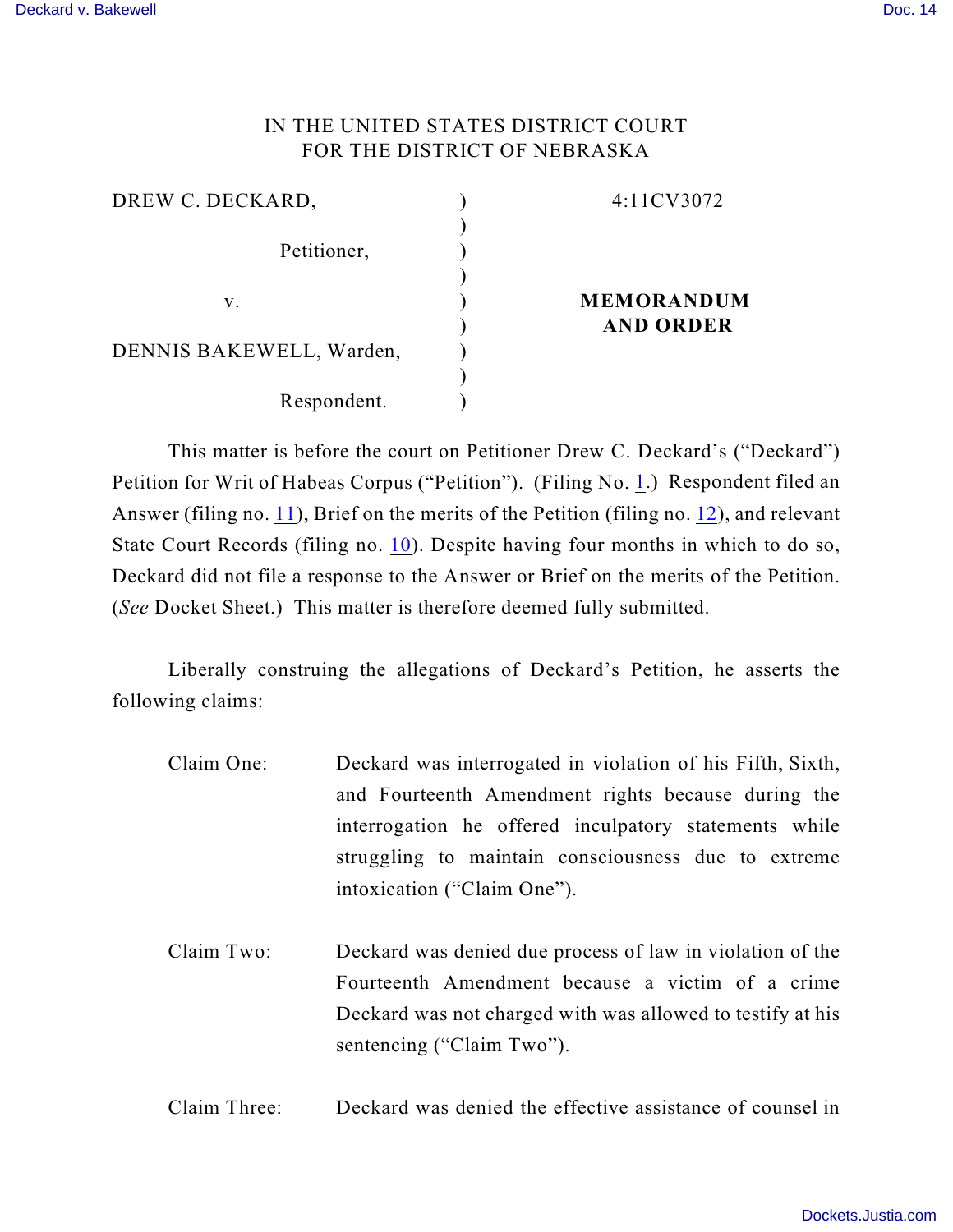IN THE UNITED STATES DISTRICT COURT
FOR THE DISTRICT OF NEBRASKA

| | | |
|---|---|---|
| DREW C. DECKARD, | ) | 4:11CV3072 |
| | ) | |
| Petitioner, | ) | |
| | ) | |
| v. | ) | **MEMORANDUM AND ORDER** |
| | ) | |
| DENNIS BAKEWELL, Warden, | ) | |
| | ) | |
| Respondent. | ) | |

This matter is before the court on Petitioner Drew C. Deckard's ("Deckard") Petition for Writ of Habeas Corpus ("Petition"). (Filing No. 1.) Respondent filed an Answer (filing no. 11), Brief on the merits of the Petition (filing no. 12), and relevant State Court Records (filing no. 10). Despite having four months in which to do so, Deckard did not file a response to the Answer or Brief on the merits of the Petition. (*See* Docket Sheet.) This matter is therefore deemed fully submitted.

Liberally construing the allegations of Deckard's Petition, he asserts the following claims:

Claim One: Deckard was interrogated in violation of his Fifth, Sixth, and Fourteenth Amendment rights because during the interrogation he offered inculpatory statements while struggling to maintain consciousness due to extreme intoxication ("Claim One").

Claim Two: Deckard was denied due process of law in violation of the Fourteenth Amendment because a victim of a crime Deckard was not charged with was allowed to testify at his sentencing ("Claim Two").

Claim Three: Deckard was denied the effective assistance of counsel in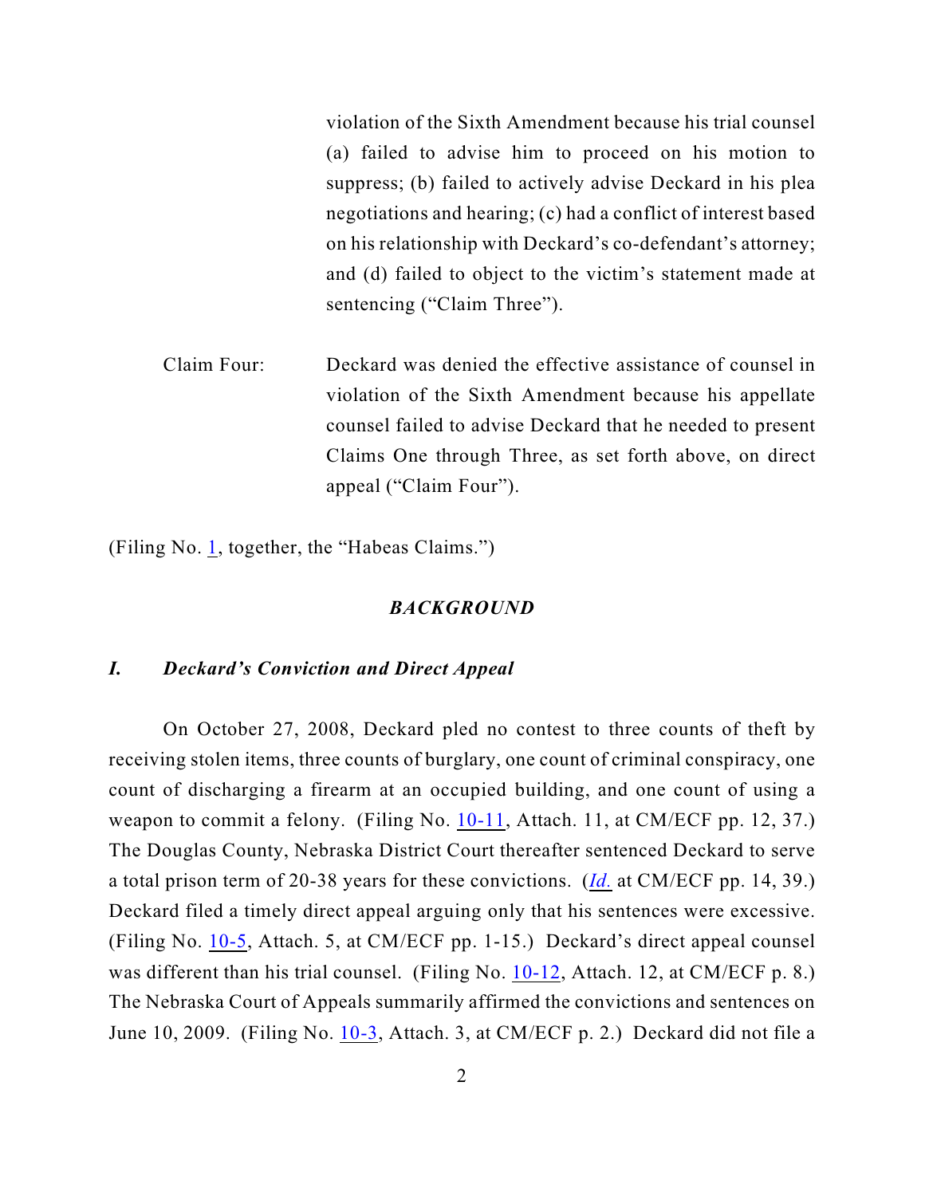violation of the Sixth Amendment because his trial counsel (a) failed to advise him to proceed on his motion to suppress; (b) failed to actively advise Deckard in his plea negotiations and hearing; (c) had a conflict of interest based on his relationship with Deckard's co-defendant's attorney; and (d) failed to object to the victim's statement made at sentencing ("Claim Three").

Claim Four: Deckard was denied the effective assistance of counsel in violation of the Sixth Amendment because his appellate counsel failed to advise Deckard that he needed to present Claims One through Three, as set forth above, on direct appeal ("Claim Four").

(Filing No. 1, together, the "Habeas Claims.")

## *BACKGROUND*

### *I. Deckard's Conviction and Direct Appeal*

On October 27, 2008, Deckard pled no contest to three counts of theft by receiving stolen items, three counts of burglary, one count of criminal conspiracy, one count of discharging a firearm at an occupied building, and one count of using a weapon to commit a felony. (Filing No. 10-11, Attach. 11, at CM/ECF pp. 12, 37.) The Douglas County, Nebraska District Court thereafter sentenced Deckard to serve a total prison term of 20-38 years for these convictions. (*Id.* at CM/ECF pp. 14, 39.) Deckard filed a timely direct appeal arguing only that his sentences were excessive. (Filing No. 10-5, Attach. 5, at CM/ECF pp. 1-15.) Deckard's direct appeal counsel was different than his trial counsel. (Filing No. 10-12, Attach. 12, at CM/ECF p. 8.) The Nebraska Court of Appeals summarily affirmed the convictions and sentences on June 10, 2009. (Filing No. 10-3, Attach. 3, at CM/ECF p. 2.) Deckard did not file a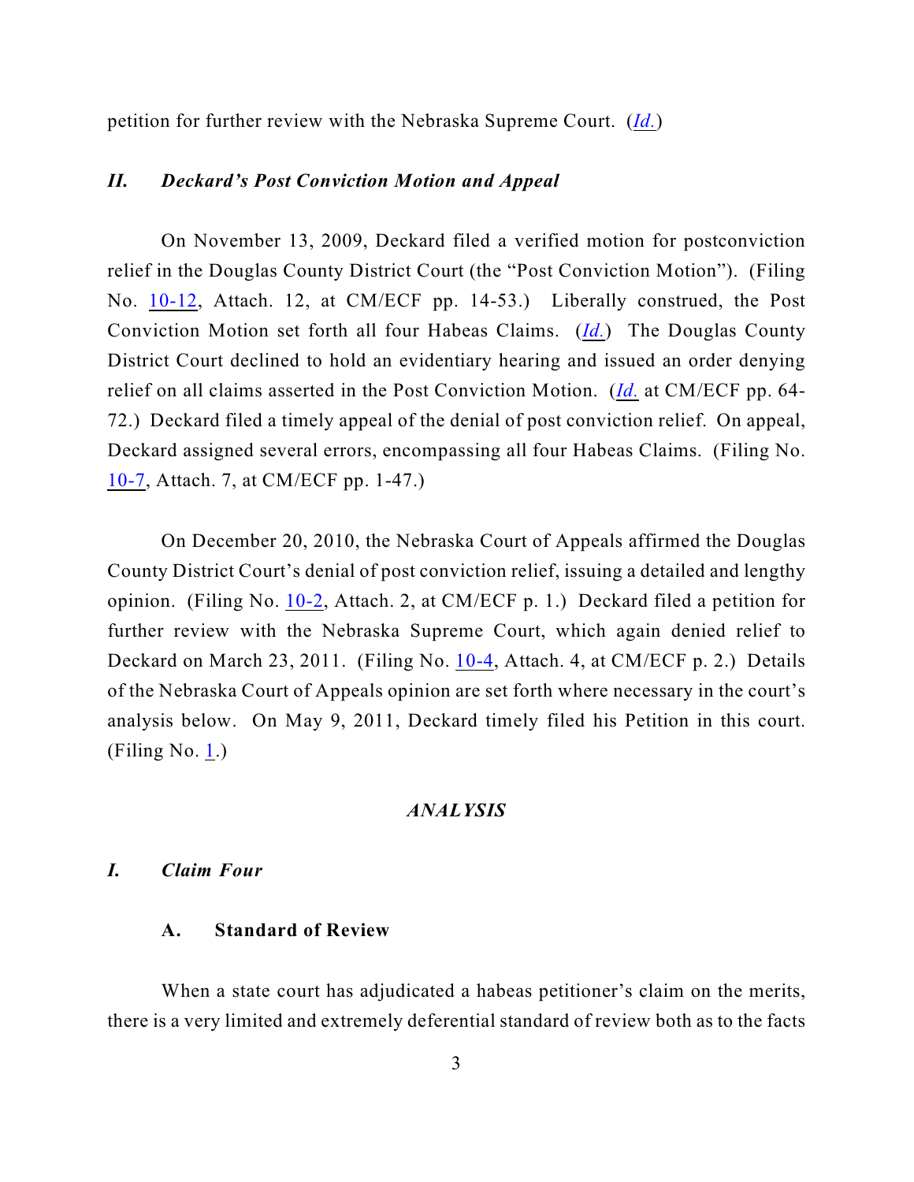petition for further review with the Nebraska Supreme Court. (*Id.*)

## *II. Deckard's Post Conviction Motion and Appeal*

On November 13, 2009, Deckard filed a verified motion for postconviction relief in the Douglas County District Court (the "Post Conviction Motion"). (Filing No. 10-12, Attach. 12, at CM/ECF pp. 14-53.) Liberally construed, the Post Conviction Motion set forth all four Habeas Claims. (*Id.*) The Douglas County District Court declined to hold an evidentiary hearing and issued an order denying relief on all claims asserted in the Post Conviction Motion. (*Id.* at CM/ECF pp. 64-72.) Deckard filed a timely appeal of the denial of post conviction relief. On appeal, Deckard assigned several errors, encompassing all four Habeas Claims. (Filing No. 10-7, Attach. 7, at CM/ECF pp. 1-47.)

On December 20, 2010, the Nebraska Court of Appeals affirmed the Douglas County District Court's denial of post conviction relief, issuing a detailed and lengthy opinion. (Filing No. 10-2, Attach. 2, at CM/ECF p. 1.) Deckard filed a petition for further review with the Nebraska Supreme Court, which again denied relief to Deckard on March 23, 2011. (Filing No. 10-4, Attach. 4, at CM/ECF p. 2.) Details of the Nebraska Court of Appeals opinion are set forth where necessary in the court's analysis below. On May 9, 2011, Deckard timely filed his Petition in this court. (Filing No. 1.)

# *ANALYSIS*

## *I. Claim Four*

### A. Standard of Review

When a state court has adjudicated a habeas petitioner's claim on the merits, there is a very limited and extremely deferential standard of review both as to the facts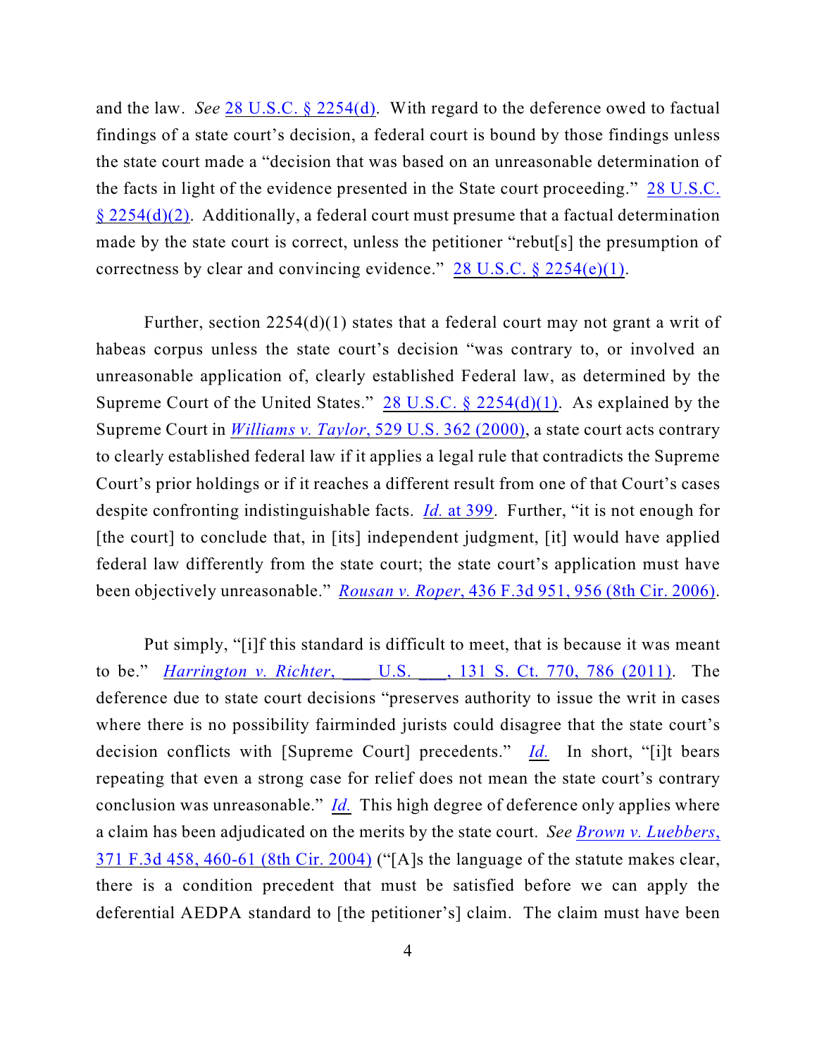and the law. *See* 28 U.S.C. § 2254(d). With regard to the deference owed to factual findings of a state court's decision, a federal court is bound by those findings unless the state court made a "decision that was based on an unreasonable determination of the facts in light of the evidence presented in the State court proceeding." 28 U.S.C. § 2254(d)(2). Additionally, a federal court must presume that a factual determination made by the state court is correct, unless the petitioner "rebut[s] the presumption of correctness by clear and convincing evidence." 28 U.S.C. § 2254(e)(1).

Further, section 2254(d)(1) states that a federal court may not grant a writ of habeas corpus unless the state court's decision "was contrary to, or involved an unreasonable application of, clearly established Federal law, as determined by the Supreme Court of the United States." 28 U.S.C. § 2254(d)(1). As explained by the Supreme Court in *Williams v. Taylor*, 529 U.S. 362 (2000), a state court acts contrary to clearly established federal law if it applies a legal rule that contradicts the Supreme Court's prior holdings or if it reaches a different result from one of that Court's cases despite confronting indistinguishable facts. *Id.* at 399. Further, "it is not enough for [the court] to conclude that, in [its] independent judgment, [it] would have applied federal law differently from the state court; the state court's application must have been objectively unreasonable." *Rousan v. Roper*, 436 F.3d 951, 956 (8th Cir. 2006).

Put simply, "[i]f this standard is difficult to meet, that is because it was meant to be." *Harrington v. Richter*, ___ U.S. ___, 131 S. Ct. 770, 786 (2011). The deference due to state court decisions "preserves authority to issue the writ in cases where there is no possibility fairminded jurists could disagree that the state court's decision conflicts with [Supreme Court] precedents." *Id.* In short, "[i]t bears repeating that even a strong case for relief does not mean the state court's contrary conclusion was unreasonable." *Id.* This high degree of deference only applies where a claim has been adjudicated on the merits by the state court. *See* *Brown v. Luebbers*, 371 F.3d 458, 460-61 (8th Cir. 2004) ("[A]s the language of the statute makes clear, there is a condition precedent that must be satisfied before we can apply the deferential AEDPA standard to [the petitioner's] claim. The claim must have been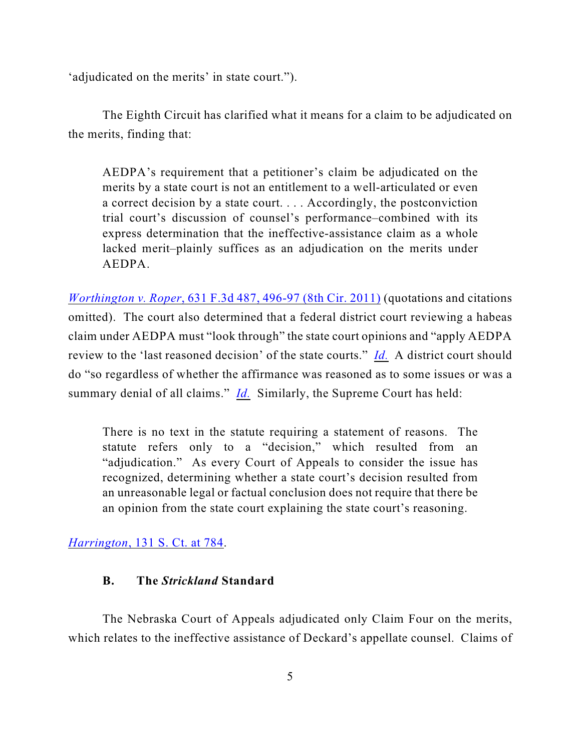'adjudicated on the merits' in state court.").

The Eighth Circuit has clarified what it means for a claim to be adjudicated on the merits, finding that:

> AEDPA's requirement that a petitioner's claim be adjudicated on the merits by a state court is not an entitlement to a well-articulated or even a correct decision by a state court. . . . Accordingly, the postconviction trial court's discussion of counsel's performance–combined with its express determination that the ineffective-assistance claim as a whole lacked merit–plainly suffices as an adjudication on the merits under AEDPA.

*Worthington v. Roper*, 631 F.3d 487, 496-97 (8th Cir. 2011) (quotations and citations omitted). The court also determined that a federal district court reviewing a habeas claim under AEDPA must "look through" the state court opinions and "apply AEDPA review to the 'last reasoned decision' of the state courts." *Id.* A district court should do "so regardless of whether the affirmance was reasoned as to some issues or was a summary denial of all claims." *Id.* Similarly, the Supreme Court has held:

> There is no text in the statute requiring a statement of reasons. The statute refers only to a "decision," which resulted from an "adjudication." As every Court of Appeals to consider the issue has recognized, determining whether a state court's decision resulted from an unreasonable legal or factual conclusion does not require that there be an opinion from the state court explaining the state court's reasoning.

*Harrington*, 131 S. Ct. at 784.

### B. The *Strickland* Standard

The Nebraska Court of Appeals adjudicated only Claim Four on the merits, which relates to the ineffective assistance of Deckard's appellate counsel. Claims of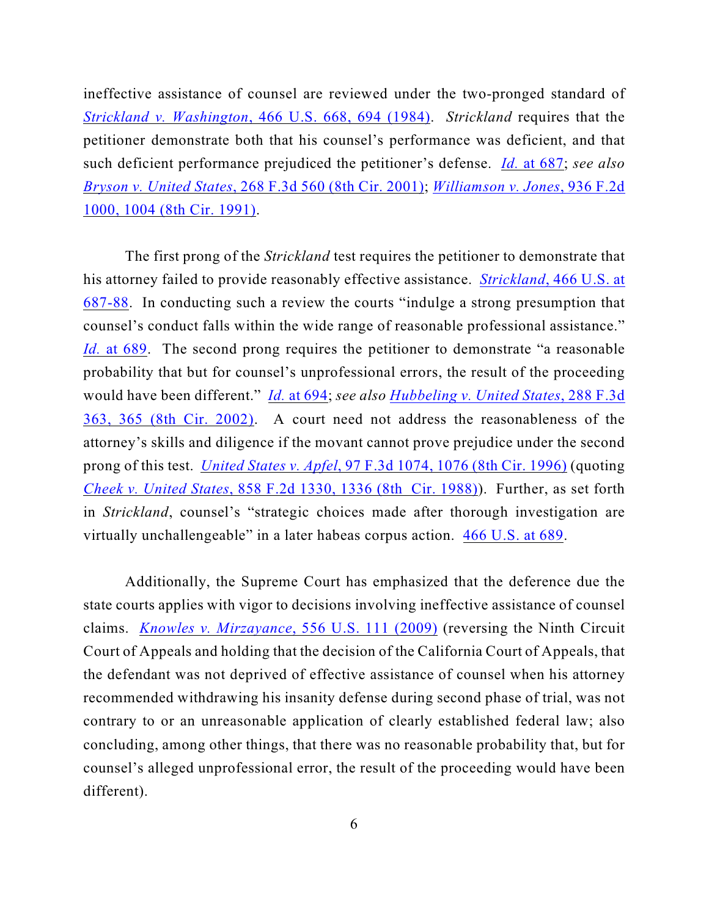ineffective assistance of counsel are reviewed under the two-pronged standard of *Strickland v. Washington*, 466 U.S. 668, 694 (1984). *Strickland* requires that the petitioner demonstrate both that his counsel's performance was deficient, and that such deficient performance prejudiced the petitioner's defense. *Id.* at 687; *see also* *Bryson v. United States*, 268 F.3d 560 (8th Cir. 2001); *Williamson v. Jones*, 936 F.2d 1000, 1004 (8th Cir. 1991).

The first prong of the *Strickland* test requires the petitioner to demonstrate that his attorney failed to provide reasonably effective assistance. *Strickland*, 466 U.S. at 687-88. In conducting such a review the courts "indulge a strong presumption that counsel's conduct falls within the wide range of reasonable professional assistance." *Id.* at 689. The second prong requires the petitioner to demonstrate "a reasonable probability that but for counsel's unprofessional errors, the result of the proceeding would have been different." *Id.* at 694; *see also* *Hubbeling v. United States*, 288 F.3d 363, 365 (8th Cir. 2002). A court need not address the reasonableness of the attorney's skills and diligence if the movant cannot prove prejudice under the second prong of this test. *United States v. Apfel*, 97 F.3d 1074, 1076 (8th Cir. 1996) (quoting *Cheek v. United States*, 858 F.2d 1330, 1336 (8th Cir. 1988)). Further, as set forth in *Strickland*, counsel's "strategic choices made after thorough investigation are virtually unchallengeable" in a later habeas corpus action. 466 U.S. at 689.

Additionally, the Supreme Court has emphasized that the deference due the state courts applies with vigor to decisions involving ineffective assistance of counsel claims. *Knowles v. Mirzayance*, 556 U.S. 111 (2009) (reversing the Ninth Circuit Court of Appeals and holding that the decision of the California Court of Appeals, that the defendant was not deprived of effective assistance of counsel when his attorney recommended withdrawing his insanity defense during second phase of trial, was not contrary to or an unreasonable application of clearly established federal law; also concluding, among other things, that there was no reasonable probability that, but for counsel's alleged unprofessional error, the result of the proceeding would have been different).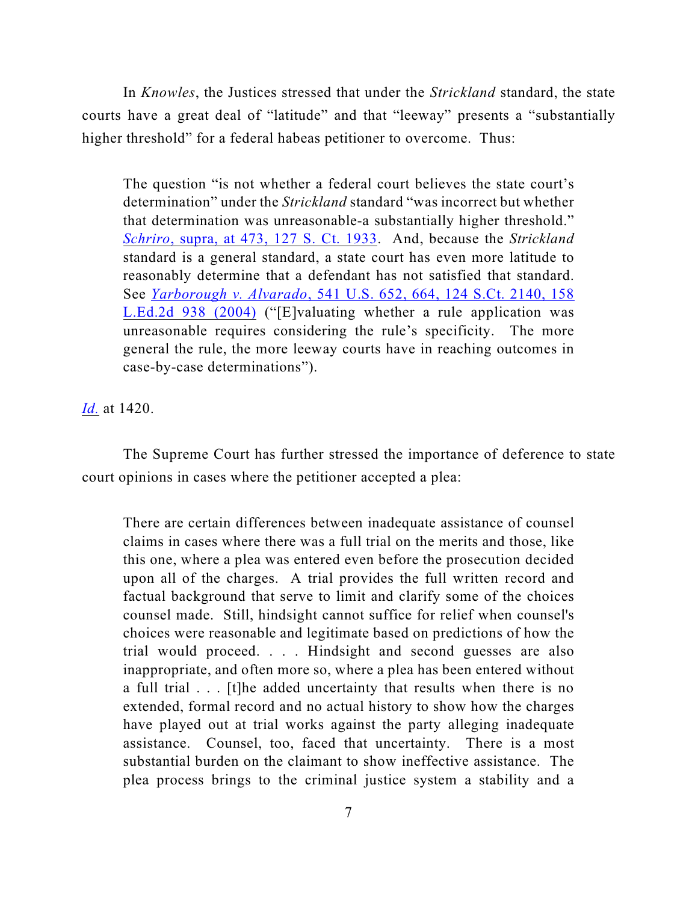In *Knowles*, the Justices stressed that under the *Strickland* standard, the state courts have a great deal of "latitude" and that "leeway" presents a "substantially higher threshold" for a federal habeas petitioner to overcome. Thus:

> The question "is not whether a federal court believes the state court's determination" under the *Strickland* standard "was incorrect but whether that determination was unreasonable-a substantially higher threshold." *Schriro*, supra, at 473, 127 S. Ct. 1933. And, because the *Strickland* standard is a general standard, a state court has even more latitude to reasonably determine that a defendant has not satisfied that standard. See *Yarborough v. Alvarado*, 541 U.S. 652, 664, 124 S.Ct. 2140, 158 L.Ed.2d 938 (2004) ("[E]valuating whether a rule application was unreasonable requires considering the rule's specificity. The more general the rule, the more leeway courts have in reaching outcomes in case-by-case determinations").

*Id.* at 1420.

The Supreme Court has further stressed the importance of deference to state court opinions in cases where the petitioner accepted a plea:

> There are certain differences between inadequate assistance of counsel claims in cases where there was a full trial on the merits and those, like this one, where a plea was entered even before the prosecution decided upon all of the charges. A trial provides the full written record and factual background that serve to limit and clarify some of the choices counsel made. Still, hindsight cannot suffice for relief when counsel's choices were reasonable and legitimate based on predictions of how the trial would proceed. . . . Hindsight and second guesses are also inappropriate, and often more so, where a plea has been entered without a full trial . . . [t]he added uncertainty that results when there is no extended, formal record and no actual history to show how the charges have played out at trial works against the party alleging inadequate assistance. Counsel, too, faced that uncertainty. There is a most substantial burden on the claimant to show ineffective assistance. The plea process brings to the criminal justice system a stability and a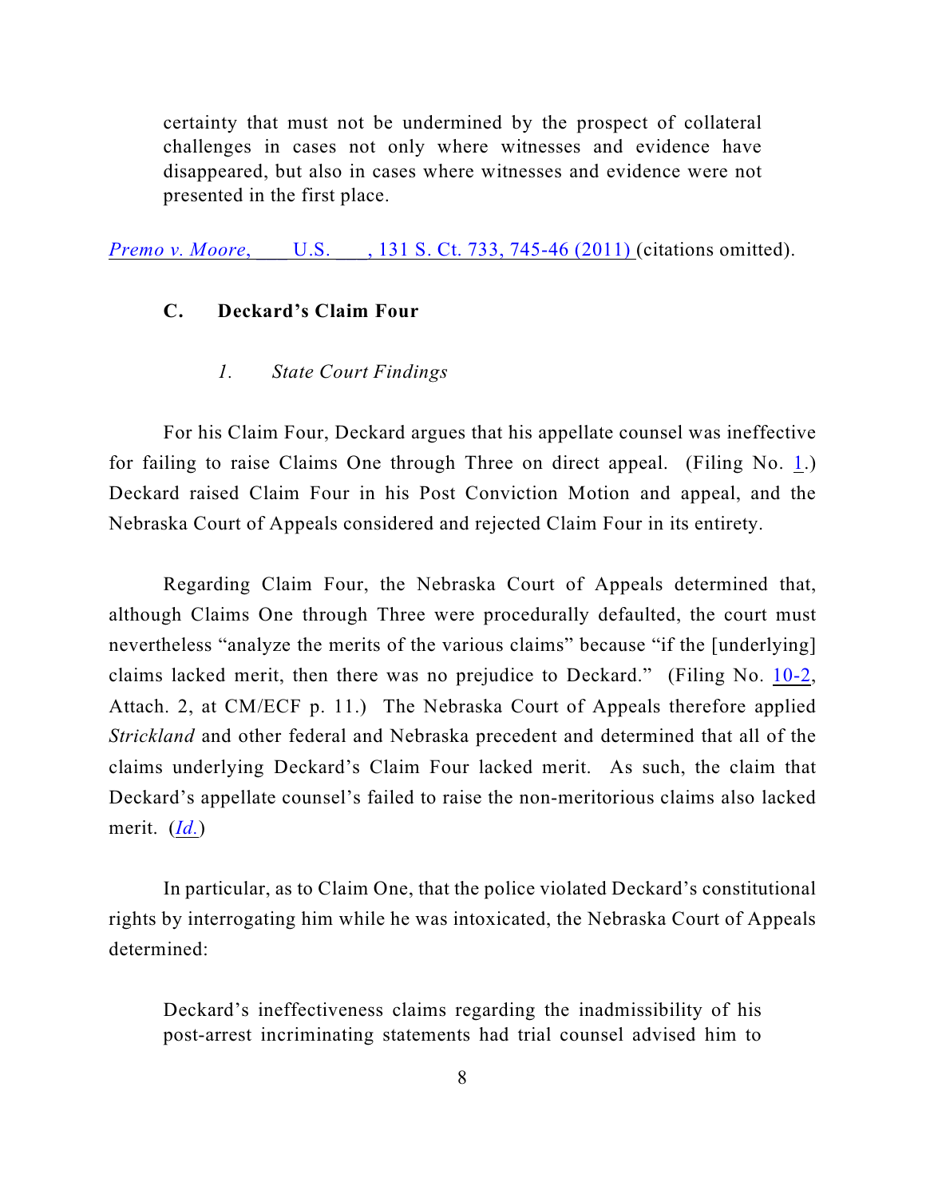> certainty that must not be undermined by the prospect of collateral challenges in cases not only where witnesses and evidence have disappeared, but also in cases where witnesses and evidence were not presented in the first place.

*Premo v. Moore*, ___ U.S. ___, 131 S. Ct. 733, 745-46 (2011) (citations omitted).

### C. Deckard's Claim Four

#### *1. State Court Findings*

For his Claim Four, Deckard argues that his appellate counsel was ineffective for failing to raise Claims One through Three on direct appeal. (Filing No. 1.) Deckard raised Claim Four in his Post Conviction Motion and appeal, and the Nebraska Court of Appeals considered and rejected Claim Four in its entirety.

Regarding Claim Four, the Nebraska Court of Appeals determined that, although Claims One through Three were procedurally defaulted, the court must nevertheless "analyze the merits of the various claims" because "if the [underlying] claims lacked merit, then there was no prejudice to Deckard." (Filing No. 10-2, Attach. 2, at CM/ECF p. 11.) The Nebraska Court of Appeals therefore applied *Strickland* and other federal and Nebraska precedent and determined that all of the claims underlying Deckard's Claim Four lacked merit. As such, the claim that Deckard's appellate counsel's failed to raise the non-meritorious claims also lacked merit. (*Id.*)

In particular, as to Claim One, that the police violated Deckard's constitutional rights by interrogating him while he was intoxicated, the Nebraska Court of Appeals determined:

> Deckard's ineffectiveness claims regarding the inadmissibility of his post-arrest incriminating statements had trial counsel advised him to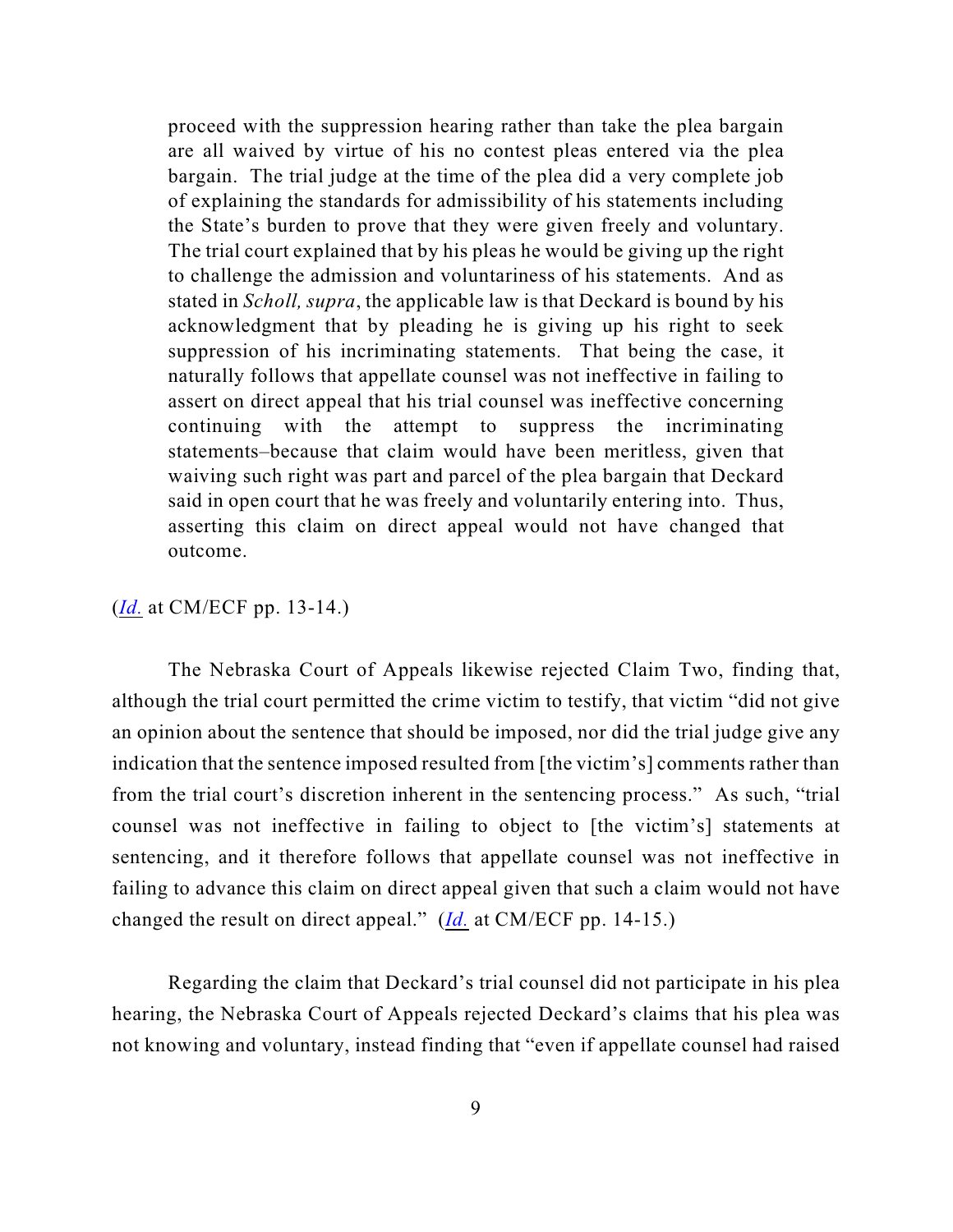> proceed with the suppression hearing rather than take the plea bargain are all waived by virtue of his no contest pleas entered via the plea bargain. The trial judge at the time of the plea did a very complete job of explaining the standards for admissibility of his statements including the State's burden to prove that they were given freely and voluntary. The trial court explained that by his pleas he would be giving up the right to challenge the admission and voluntariness of his statements. And as stated in *Scholl, supra*, the applicable law is that Deckard is bound by his acknowledgment that by pleading he is giving up his right to seek suppression of his incriminating statements. That being the case, it naturally follows that appellate counsel was not ineffective in failing to assert on direct appeal that his trial counsel was ineffective concerning continuing with the attempt to suppress the incriminating statements–because that claim would have been meritless, given that waiving such right was part and parcel of the plea bargain that Deckard said in open court that he was freely and voluntarily entering into. Thus, asserting this claim on direct appeal would not have changed that outcome.

(*Id.* at CM/ECF pp. 13-14.)

The Nebraska Court of Appeals likewise rejected Claim Two, finding that, although the trial court permitted the crime victim to testify, that victim "did not give an opinion about the sentence that should be imposed, nor did the trial judge give any indication that the sentence imposed resulted from [the victim's] comments rather than from the trial court's discretion inherent in the sentencing process." As such, "trial counsel was not ineffective in failing to object to [the victim's] statements at sentencing, and it therefore follows that appellate counsel was not ineffective in failing to advance this claim on direct appeal given that such a claim would not have changed the result on direct appeal." (*Id.* at CM/ECF pp. 14-15.)

Regarding the claim that Deckard's trial counsel did not participate in his plea hearing, the Nebraska Court of Appeals rejected Deckard's claims that his plea was not knowing and voluntary, instead finding that "even if appellate counsel had raised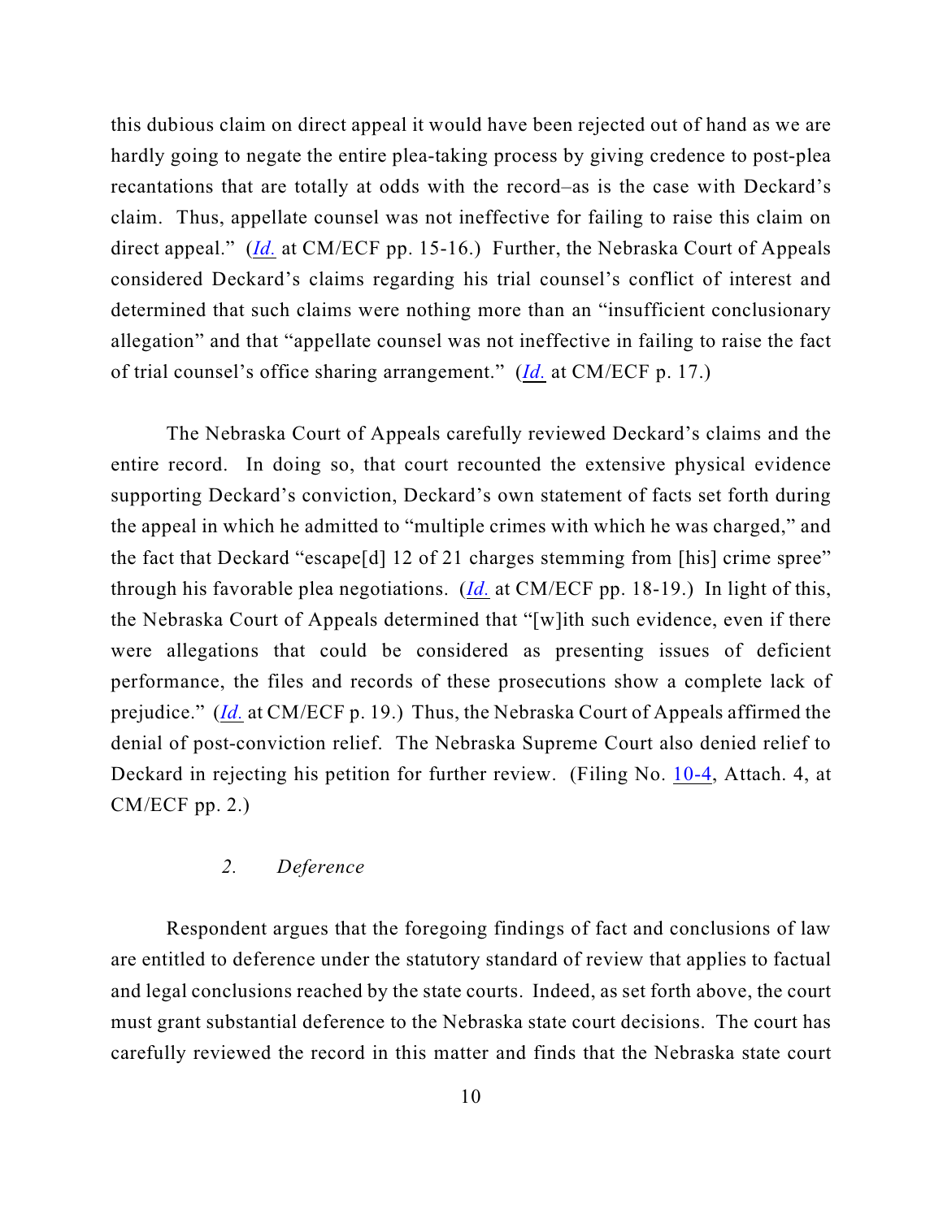this dubious claim on direct appeal it would have been rejected out of hand as we are hardly going to negate the entire plea-taking process by giving credence to post-plea recantations that are totally at odds with the record–as is the case with Deckard's claim. Thus, appellate counsel was not ineffective for failing to raise this claim on direct appeal." (*Id.* at CM/ECF pp. 15-16.) Further, the Nebraska Court of Appeals considered Deckard's claims regarding his trial counsel's conflict of interest and determined that such claims were nothing more than an "insufficient conclusionary allegation" and that "appellate counsel was not ineffective in failing to raise the fact of trial counsel's office sharing arrangement." (*Id.* at CM/ECF p. 17.)

The Nebraska Court of Appeals carefully reviewed Deckard's claims and the entire record. In doing so, that court recounted the extensive physical evidence supporting Deckard's conviction, Deckard's own statement of facts set forth during the appeal in which he admitted to "multiple crimes with which he was charged," and the fact that Deckard "escape[d] 12 of 21 charges stemming from [his] crime spree" through his favorable plea negotiations. (*Id.* at CM/ECF pp. 18-19.) In light of this, the Nebraska Court of Appeals determined that "[w]ith such evidence, even if there were allegations that could be considered as presenting issues of deficient performance, the files and records of these prosecutions show a complete lack of prejudice." (*Id.* at CM/ECF p. 19.) Thus, the Nebraska Court of Appeals affirmed the denial of post-conviction relief. The Nebraska Supreme Court also denied relief to Deckard in rejecting his petition for further review. (Filing No. 10-4, Attach. 4, at CM/ECF pp. 2.)

*2. Deference*

Respondent argues that the foregoing findings of fact and conclusions of law are entitled to deference under the statutory standard of review that applies to factual and legal conclusions reached by the state courts. Indeed, as set forth above, the court must grant substantial deference to the Nebraska state court decisions. The court has carefully reviewed the record in this matter and finds that the Nebraska state court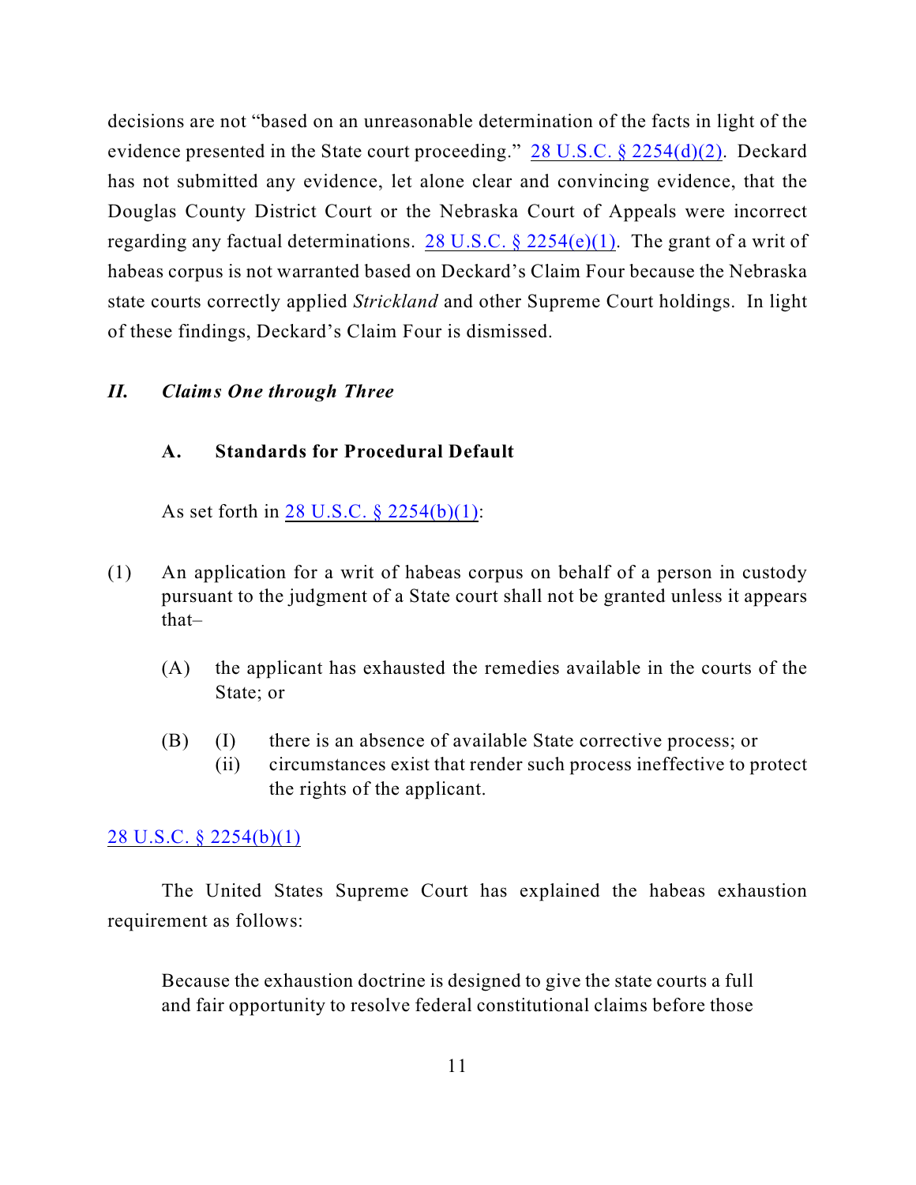decisions are not "based on an unreasonable determination of the facts in light of the evidence presented in the State court proceeding." 28 U.S.C. § 2254(d)(2). Deckard has not submitted any evidence, let alone clear and convincing evidence, that the Douglas County District Court or the Nebraska Court of Appeals were incorrect regarding any factual determinations. 28 U.S.C. § 2254(e)(1). The grant of a writ of habeas corpus is not warranted based on Deckard's Claim Four because the Nebraska state courts correctly applied *Strickland* and other Supreme Court holdings. In light of these findings, Deckard's Claim Four is dismissed.

## *II. Claims One through Three*

### A. Standards for Procedural Default

As set forth in 28 U.S.C. § 2254(b)(1):

> (1) An application for a writ of habeas corpus on behalf of a person in custody pursuant to the judgment of a State court shall not be granted unless it appears that–
>
> (A) the applicant has exhausted the remedies available in the courts of the State; or
>
> (B) (I) there is an absence of available State corrective process; or
> (ii) circumstances exist that render such process ineffective to protect the rights of the applicant.

28 U.S.C. § 2254(b)(1)

The United States Supreme Court has explained the habeas exhaustion requirement as follows:

> Because the exhaustion doctrine is designed to give the state courts a full and fair opportunity to resolve federal constitutional claims before those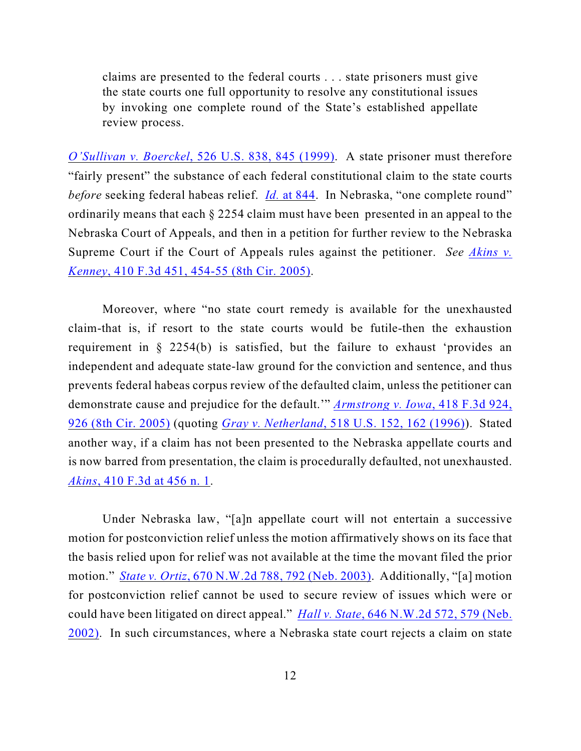> claims are presented to the federal courts . . . state prisoners must give the state courts one full opportunity to resolve any constitutional issues by invoking one complete round of the State's established appellate review process.

*O'Sullivan v. Boerckel*, 526 U.S. 838, 845 (1999). A state prisoner must therefore "fairly present" the substance of each federal constitutional claim to the state courts *before* seeking federal habeas relief. *Id.* at 844. In Nebraska, "one complete round" ordinarily means that each § 2254 claim must have been presented in an appeal to the Nebraska Court of Appeals, and then in a petition for further review to the Nebraska Supreme Court if the Court of Appeals rules against the petitioner. *See Akins v. Kenney*, 410 F.3d 451, 454-55 (8th Cir. 2005).

Moreover, where "no state court remedy is available for the unexhausted claim-that is, if resort to the state courts would be futile-then the exhaustion requirement in § 2254(b) is satisfied, but the failure to exhaust 'provides an independent and adequate state-law ground for the conviction and sentence, and thus prevents federal habeas corpus review of the defaulted claim, unless the petitioner can demonstrate cause and prejudice for the default.'" *Armstrong v. Iowa*, 418 F.3d 924, 926 (8th Cir. 2005) (quoting *Gray v. Netherland*, 518 U.S. 152, 162 (1996)). Stated another way, if a claim has not been presented to the Nebraska appellate courts and is now barred from presentation, the claim is procedurally defaulted, not unexhausted. *Akins*, 410 F.3d at 456 n. 1.

Under Nebraska law, "[a]n appellate court will not entertain a successive motion for postconviction relief unless the motion affirmatively shows on its face that the basis relied upon for relief was not available at the time the movant filed the prior motion." *State v. Ortiz*, 670 N.W.2d 788, 792 (Neb. 2003). Additionally, "[a] motion for postconviction relief cannot be used to secure review of issues which were or could have been litigated on direct appeal." *Hall v. State*, 646 N.W.2d 572, 579 (Neb. 2002). In such circumstances, where a Nebraska state court rejects a claim on state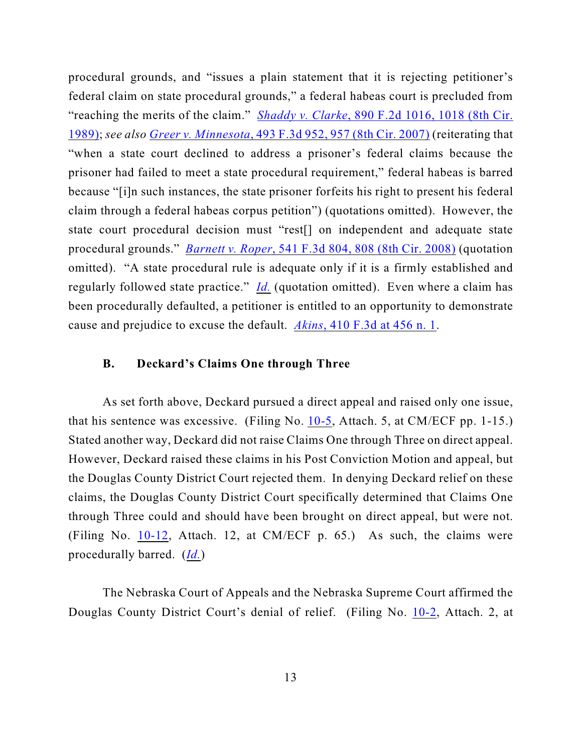procedural grounds, and "issues a plain statement that it is rejecting petitioner's federal claim on state procedural grounds," a federal habeas court is precluded from "reaching the merits of the claim." *Shaddy v. Clarke*, 890 F.2d 1016, 1018 (8th Cir. 1989); *see also Greer v. Minnesota*, 493 F.3d 952, 957 (8th Cir. 2007) (reiterating that "when a state court declined to address a prisoner's federal claims because the prisoner had failed to meet a state procedural requirement," federal habeas is barred because "[i]n such instances, the state prisoner forfeits his right to present his federal claim through a federal habeas corpus petition") (quotations omitted). However, the state court procedural decision must "rest[] on independent and adequate state procedural grounds." *Barnett v. Roper*, 541 F.3d 804, 808 (8th Cir. 2008) (quotation omitted). "A state procedural rule is adequate only if it is a firmly established and regularly followed state practice." *Id.* (quotation omitted). Even where a claim has been procedurally defaulted, a petitioner is entitled to an opportunity to demonstrate cause and prejudice to excuse the default. *Akins*, 410 F.3d at 456 n. 1.

### B. Deckard's Claims One through Three

As set forth above, Deckard pursued a direct appeal and raised only one issue, that his sentence was excessive. (Filing No. 10-5, Attach. 5, at CM/ECF pp. 1-15.) Stated another way, Deckard did not raise Claims One through Three on direct appeal. However, Deckard raised these claims in his Post Conviction Motion and appeal, but the Douglas County District Court rejected them. In denying Deckard relief on these claims, the Douglas County District Court specifically determined that Claims One through Three could and should have been brought on direct appeal, but were not. (Filing No. 10-12, Attach. 12, at CM/ECF p. 65.) As such, the claims were procedurally barred. (*Id.*)

The Nebraska Court of Appeals and the Nebraska Supreme Court affirmed the Douglas County District Court's denial of relief. (Filing No. 10-2, Attach. 2, at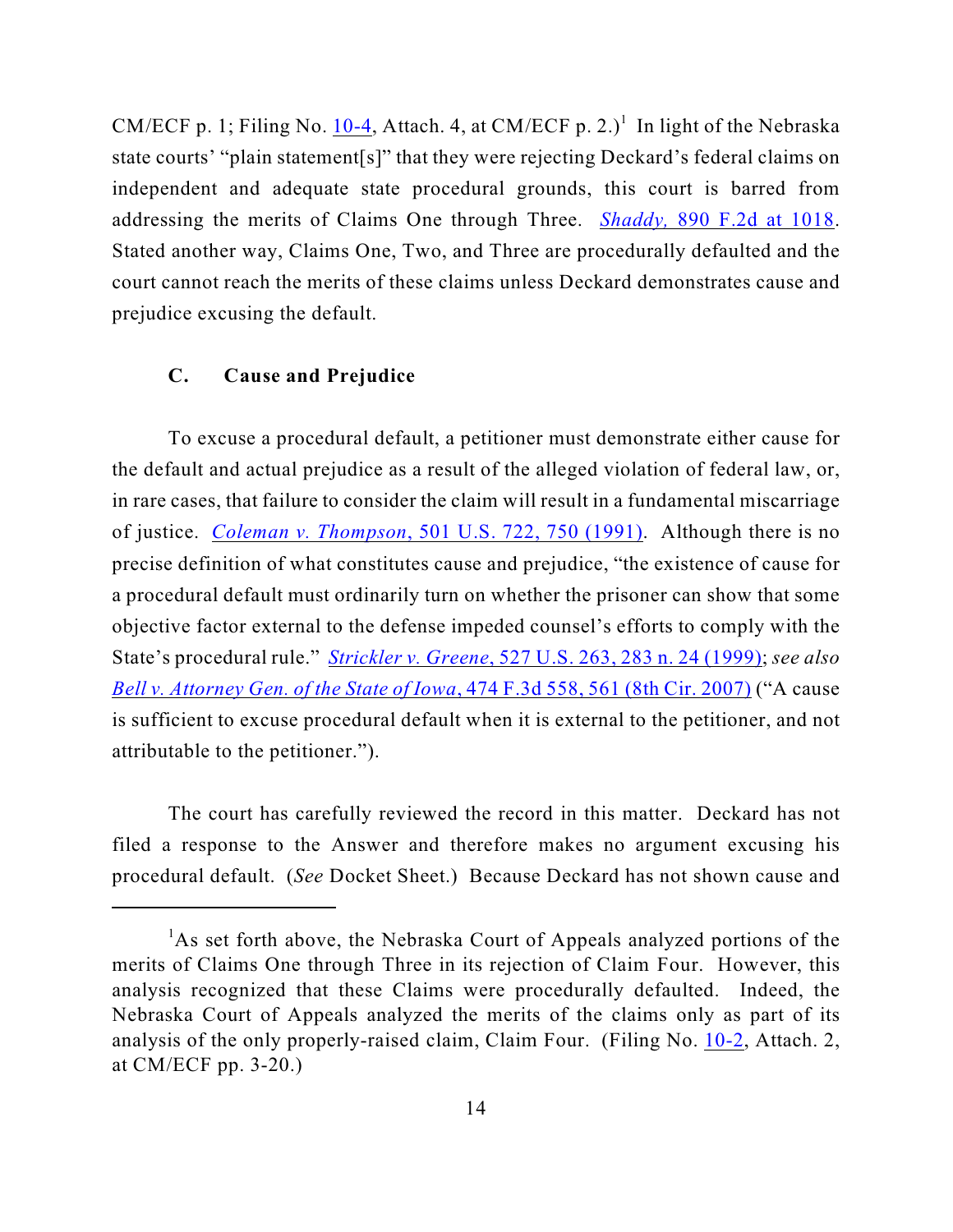CM/ECF p. 1; Filing No. 10-4, Attach. 4, at CM/ECF p. 2.)[1] In light of the Nebraska state courts' "plain statement[s]" that they were rejecting Deckard's federal claims on independent and adequate state procedural grounds, this court is barred from addressing the merits of Claims One through Three. *Shaddy,* 890 F.2d at 1018. Stated another way, Claims One, Two, and Three are procedurally defaulted and the court cannot reach the merits of these claims unless Deckard demonstrates cause and prejudice excusing the default.

### C. Cause and Prejudice

To excuse a procedural default, a petitioner must demonstrate either cause for the default and actual prejudice as a result of the alleged violation of federal law, or, in rare cases, that failure to consider the claim will result in a fundamental miscarriage of justice. *Coleman v. Thompson*, 501 U.S. 722, 750 (1991). Although there is no precise definition of what constitutes cause and prejudice, "the existence of cause for a procedural default must ordinarily turn on whether the prisoner can show that some objective factor external to the defense impeded counsel's efforts to comply with the State's procedural rule." *Strickler v. Greene*, 527 U.S. 263, 283 n. 24 (1999); *see also Bell v. Attorney Gen. of the State of Iowa*, 474 F.3d 558, 561 (8th Cir. 2007) ("A cause is sufficient to excuse procedural default when it is external to the petitioner, and not attributable to the petitioner.").

The court has carefully reviewed the record in this matter. Deckard has not filed a response to the Answer and therefore makes no argument excusing his procedural default. (*See* Docket Sheet.) Because Deckard has not shown cause and

---

[1]As set forth above, the Nebraska Court of Appeals analyzed portions of the merits of Claims One through Three in its rejection of Claim Four. However, this analysis recognized that these Claims were procedurally defaulted. Indeed, the Nebraska Court of Appeals analyzed the merits of the claims only as part of its analysis of the only properly-raised claim, Claim Four. (Filing No. 10-2, Attach. 2, at CM/ECF pp. 3-20.)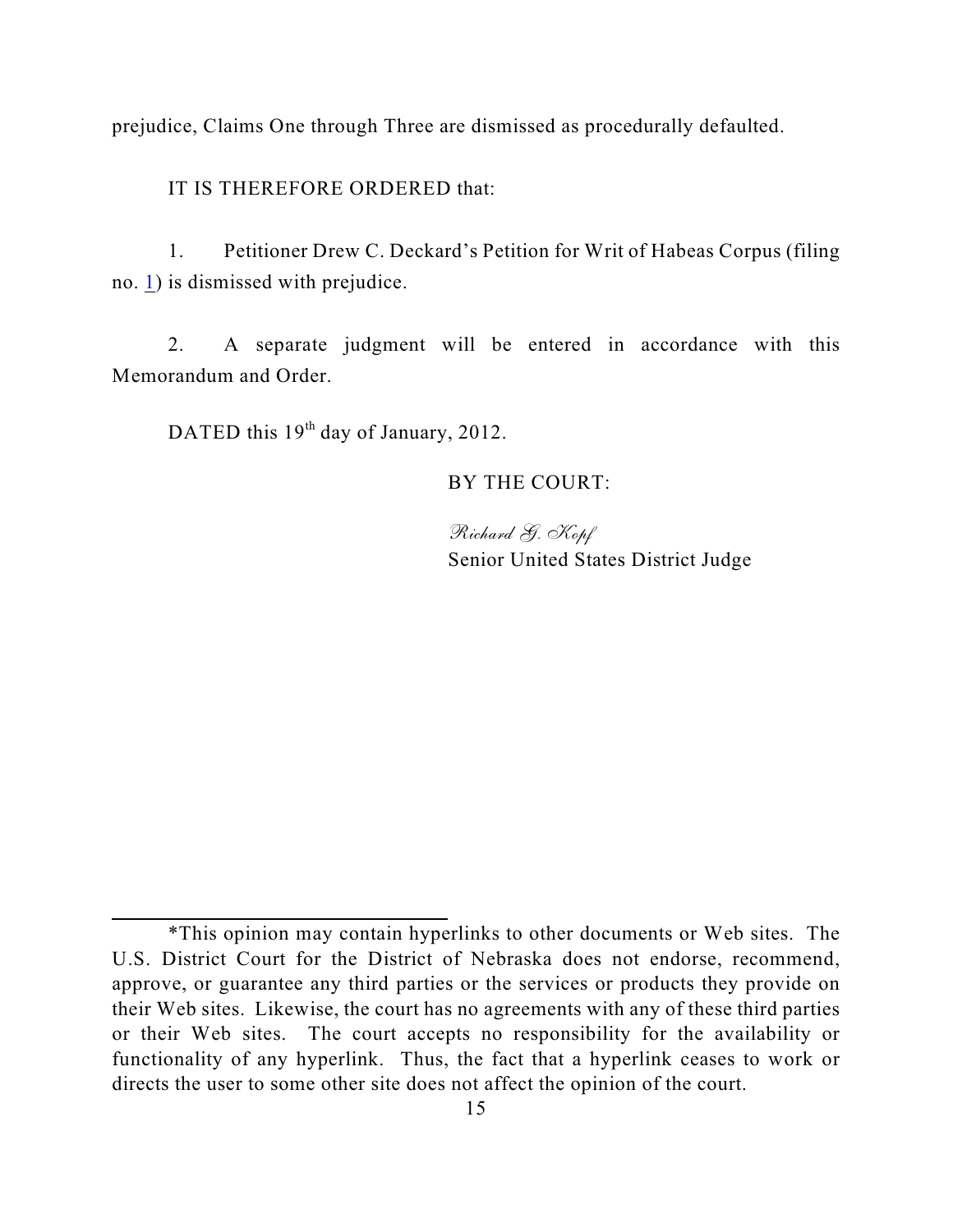prejudice, Claims One through Three are dismissed as procedurally defaulted.

IT IS THEREFORE ORDERED that:

1. Petitioner Drew C. Deckard's Petition for Writ of Habeas Corpus (filing no. 1) is dismissed with prejudice.

2. A separate judgment will be entered in accordance with this Memorandum and Order.

DATED this 19th day of January, 2012.

BY THE COURT:

*Richard G. Kopf*
Senior United States District Judge

---

*This opinion may contain hyperlinks to other documents or Web sites. The U.S. District Court for the District of Nebraska does not endorse, recommend, approve, or guarantee any third parties or the services or products they provide on their Web sites. Likewise, the court has no agreements with any of these third parties or their Web sites. The court accepts no responsibility for the availability or functionality of any hyperlink. Thus, the fact that a hyperlink ceases to work or directs the user to some other site does not affect the opinion of the court.